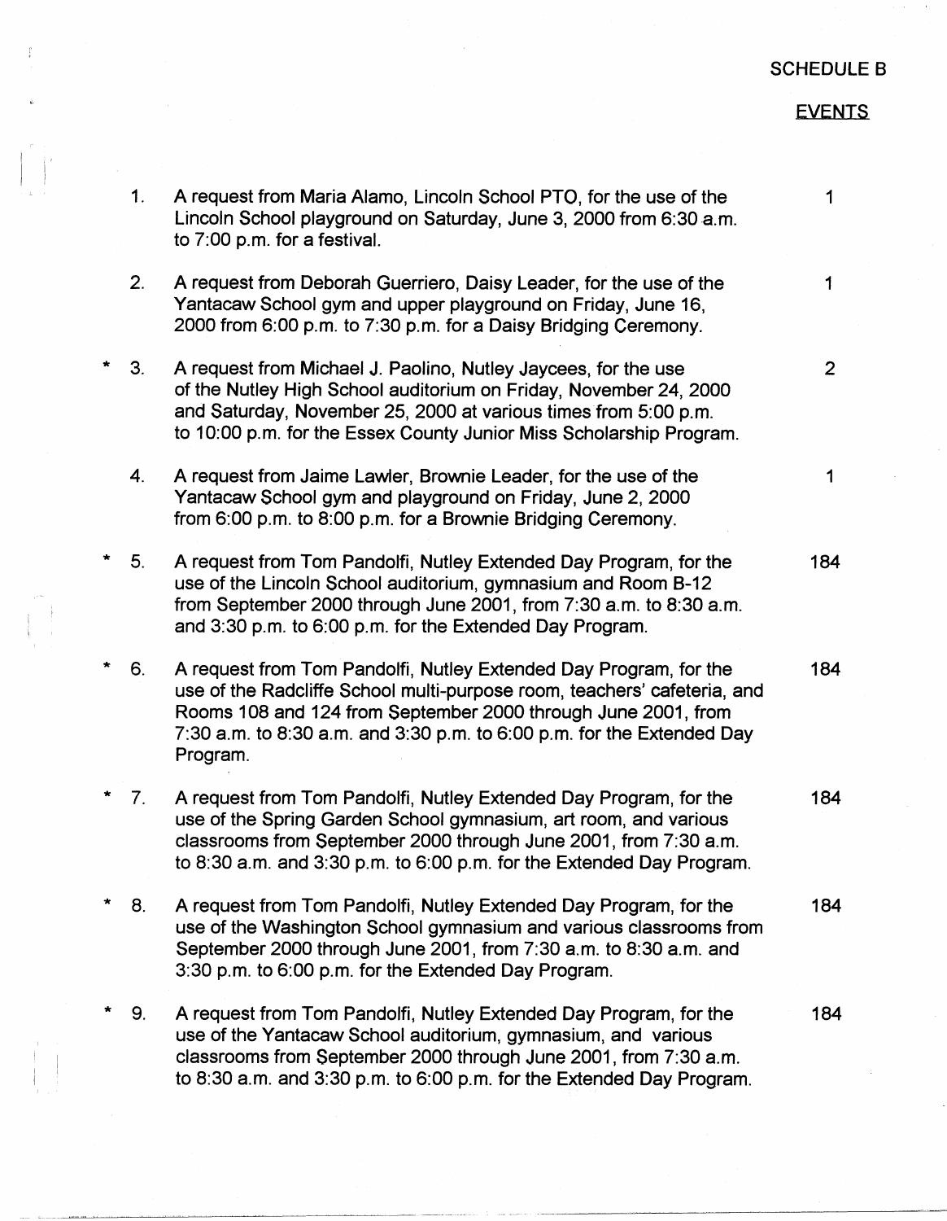SCHEDULE B

EVENTS

1. A request from Maria Alamo, Lincoln School PTO, for the use of the Lincoln School playground on Saturday, June 3, 2000 from 6:30 a.m. to 7:00 p.m. for a festival. — 1

2. A request from Deborah Guerriero, Daisy Leader, for the use of the Yantacaw School gym and upper playground on Friday, June 16, 2000 from 6:00 p.m. to 7:30 p.m. for a Daisy Bridging Ceremony. — 1

\* 3. A request from Michael J. Paolino, Nutley Jaycees, for the use of the Nutley High School auditorium on Friday, November 24, 2000 and Saturday, November 25, 2000 at various times from 5:00 p.m. to 10:00 p.m. for the Essex County Junior Miss Scholarship Program. — 2

4. A request from Jaime Lawler, Brownie Leader, for the use of the Yantacaw School gym and playground on Friday, June 2, 2000 from 6:00 p.m. to 8:00 p.m. for a Brownie Bridging Ceremony. — 1

\* 5. A request from Tom Pandolfi, Nutley Extended Day Program, for the use of the Lincoln School auditorium, gymnasium and Room B-12 from September 2000 through June 2001, from 7:30 a.m. to 8:30 a.m. and 3:30 p.m. to 6:00 p.m. for the Extended Day Program. — 184

\* 6. A request from Tom Pandolfi, Nutley Extended Day Program, for the use of the Radcliffe School multi-purpose room, teachers' cafeteria, and Rooms 108 and 124 from September 2000 through June 2001, from 7:30 a.m. to 8:30 a.m. and 3:30 p.m. to 6:00 p.m. for the Extended Day Program. — 184

\* 7. A request from Tom Pandolfi, Nutley Extended Day Program, for the use of the Spring Garden School gymnasium, art room, and various classrooms from September 2000 through June 2001, from 7:30 a.m. to 8:30 a.m. and 3:30 p.m. to 6:00 p.m. for the Extended Day Program. — 184

\* 8. A request from Tom Pandolfi, Nutley Extended Day Program, for the use of the Washington School gymnasium and various classrooms from September 2000 through June 2001, from 7:30 a.m. to 8:30 a.m. and 3:30 p.m. to 6:00 p.m. for the Extended Day Program. — 184

\* 9. A request from Tom Pandolfi, Nutley Extended Day Program, for the use of the Yantacaw School auditorium, gymnasium, and various classrooms from September 2000 through June 2001, from 7:30 a.m. to 8:30 a.m. and 3:30 p.m. to 6:00 p.m. for the Extended Day Program. — 184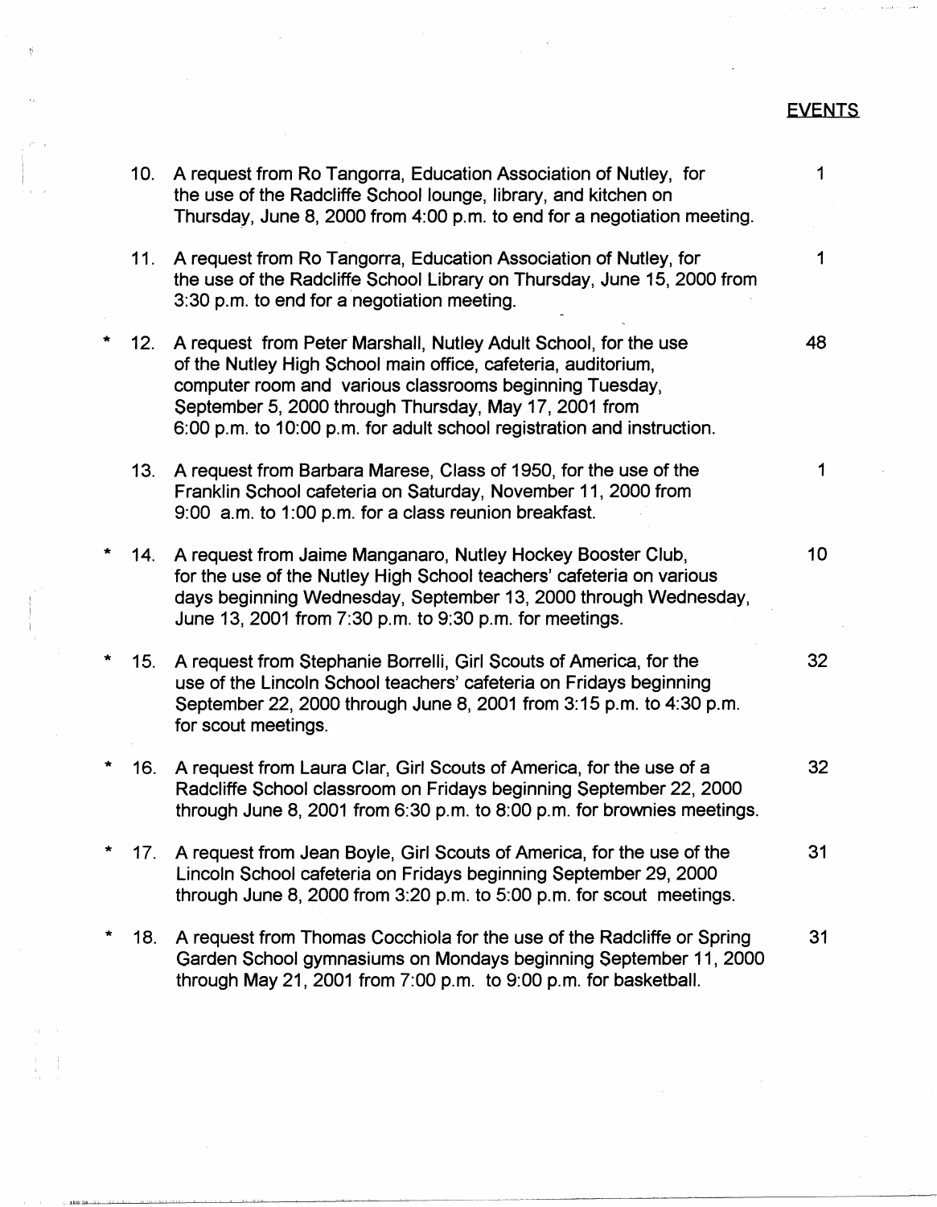<u>EVENTS</u>

| | | | |
|---|---|---|---|
| | 10. | A request from Ro Tangorra, Education Association of Nutley, for the use of the Radcliffe School lounge, library, and kitchen on Thursday, June 8, 2000 from 4:00 p.m. to end for a negotiation meeting. | 1 |
| | 11. | A request from Ro Tangorra, Education Association of Nutley, for the use of the Radcliffe School Library on Thursday, June 15, 2000 from 3:30 p.m. to end for a negotiation meeting. | 1 |
| * | 12. | A request from Peter Marshall, Nutley Adult School, for the use of the Nutley High School main office, cafeteria, auditorium, computer room and various classrooms beginning Tuesday, September 5, 2000 through Thursday, May 17, 2001 from 6:00 p.m. to 10:00 p.m. for adult school registration and instruction. | 48 |
| | 13. | A request from Barbara Marese, Class of 1950, for the use of the Franklin School cafeteria on Saturday, November 11, 2000 from 9:00 a.m. to 1:00 p.m. for a class reunion breakfast. | 1 |
| * | 14. | A request from Jaime Manganaro, Nutley Hockey Booster Club, for the use of the Nutley High School teachers' cafeteria on various days beginning Wednesday, September 13, 2000 through Wednesday, June 13, 2001 from 7:30 p.m. to 9:30 p.m. for meetings. | 10 |
| * | 15. | A request from Stephanie Borrelli, Girl Scouts of America, for the use of the Lincoln School teachers' cafeteria on Fridays beginning September 22, 2000 through June 8, 2001 from 3:15 p.m. to 4:30 p.m. for scout meetings. | 32 |
| * | 16. | A request from Laura Clar, Girl Scouts of America, for the use of a Radcliffe School classroom on Fridays beginning September 22, 2000 through June 8, 2001 from 6:30 p.m. to 8:00 p.m. for brownies meetings. | 32 |
| * | 17. | A request from Jean Boyle, Girl Scouts of America, for the use of the Lincoln School cafeteria on Fridays beginning September 29, 2000 through June 8, 2000 from 3:20 p.m. to 5:00 p.m. for scout meetings. | 31 |
| * | 18. | A request from Thomas Cocchiola for the use of the Radcliffe or Spring Garden School gymnasiums on Mondays beginning September 11, 2000 through May 21, 2001 from 7:00 p.m. to 9:00 p.m. for basketball. | 31 |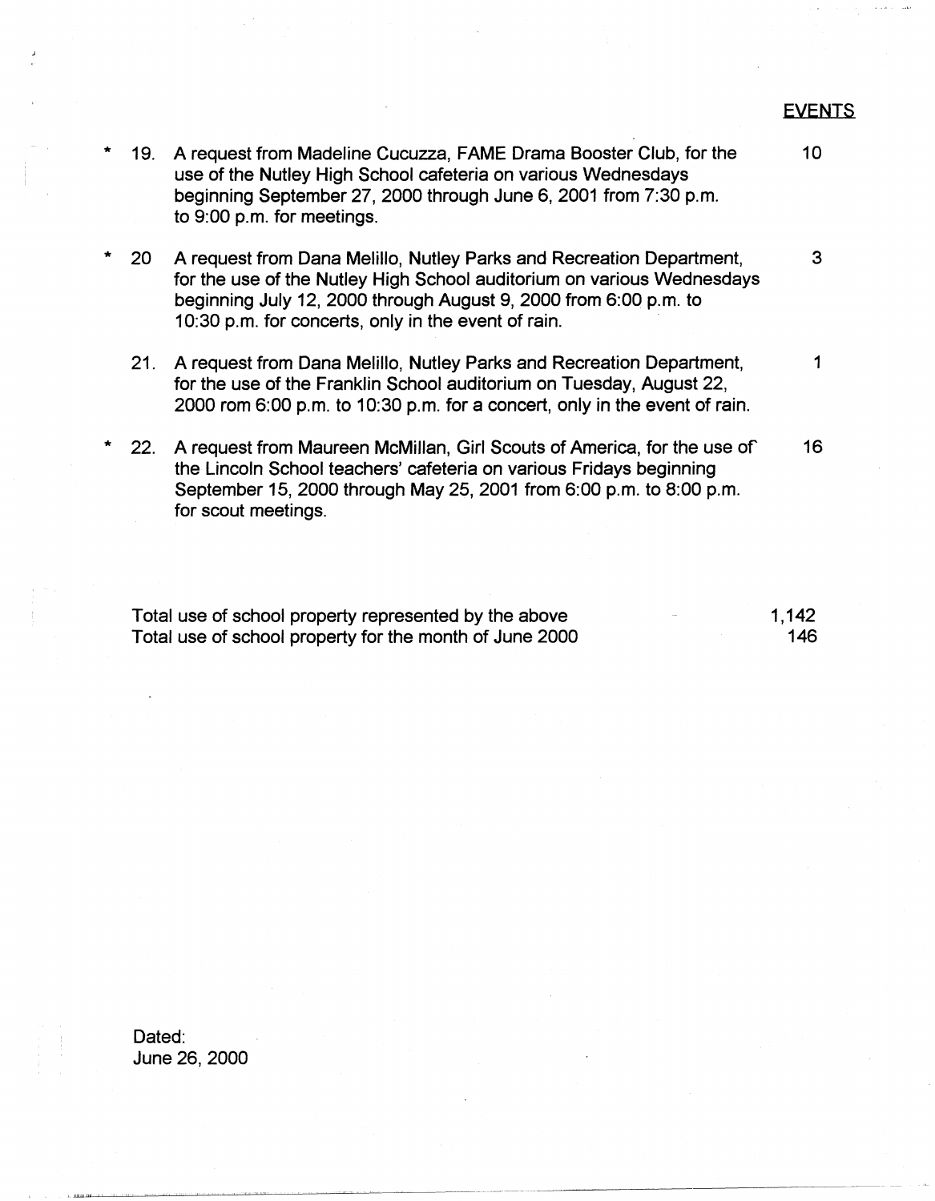| | | |
|---|---|---|
| | | **EVENTS** |
| * 19. | A request from Madeline Cucuzza, FAME Drama Booster Club, for the use of the Nutley High School cafeteria on various Wednesdays beginning September 27, 2000 through June 6, 2001 from 7:30 p.m. to 9:00 p.m. for meetings. | 10 |
| * 20 | A request from Dana Melillo, Nutley Parks and Recreation Department, for the use of the Nutley High School auditorium on various Wednesdays beginning July 12, 2000 through August 9, 2000 from 6:00 p.m. to 10:30 p.m. for concerts, only in the event of rain. | 3 |
| 21. | A request from Dana Melillo, Nutley Parks and Recreation Department, for the use of the Franklin School auditorium on Tuesday, August 22, 2000 rom 6:00 p.m. to 10:30 p.m. for a concert, only in the event of rain. | 1 |
| * 22. | A request from Maureen McMillan, Girl Scouts of America, for the use of the Lincoln School teachers' cafeteria on various Fridays beginning September 15, 2000 through May 25, 2001 from 6:00 p.m. to 8:00 p.m. for scout meetings. | 16 |

| | |
|---|---|
| Total use of school property represented by the above | 1,142 |
| Total use of school property for the month of June 2000 | 146 |

Dated:
June 26, 2000